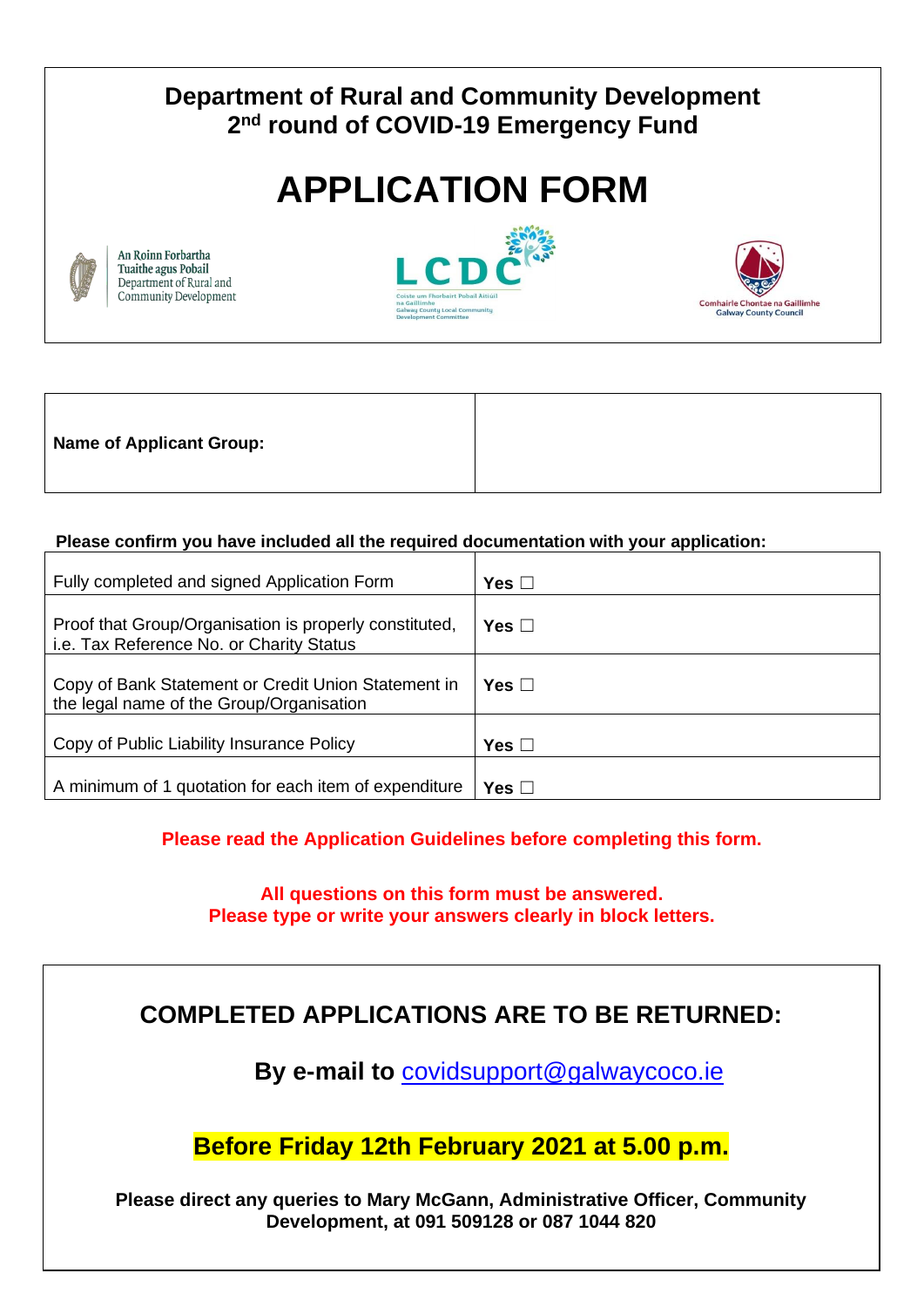# Department of Rural and Community Development
## 2nd round of COVID-19 Emergency Fund

# APPLICATION FORM

An Roinn Forbartha Tuaithe agus Pobail
Department of Rural and Community Development

LCDC
Coiste um Fhorbairt Pobail Áitiúil na Gaillimhe
Galway County Local Community Development Committee

Comhairle Chontae na Gaillimhe
Galway County Council

| **Name of Applicant Group:** | |
|---|---|

**Please confirm you have included all the required documentation with your application:**

| | |
|---|---|
| Fully completed and signed Application Form | **Yes** ☐ |
| Proof that Group/Organisation is properly constituted, i.e. Tax Reference No. or Charity Status | **Yes** ☐ |
| Copy of Bank Statement or Credit Union Statement in the legal name of the Group/Organisation | **Yes** ☐ |
| Copy of Public Liability Insurance Policy | **Yes** ☐ |
| A minimum of 1 quotation for each item of expenditure | **Yes** ☐ |

**Please read the Application Guidelines before completing this form.**

**All questions on this form must be answered.**
**Please type or write your answers clearly in block letters.**

## COMPLETED APPLICATIONS ARE TO BE RETURNED:

**By e-mail to covidsupport@galwaycoco.ie**

**Before Friday 12th February 2021 at 5.00 p.m.**

**Please direct any queries to Mary McGann, Administrative Officer, Community Development, at 091 509128 or 087 1044 820**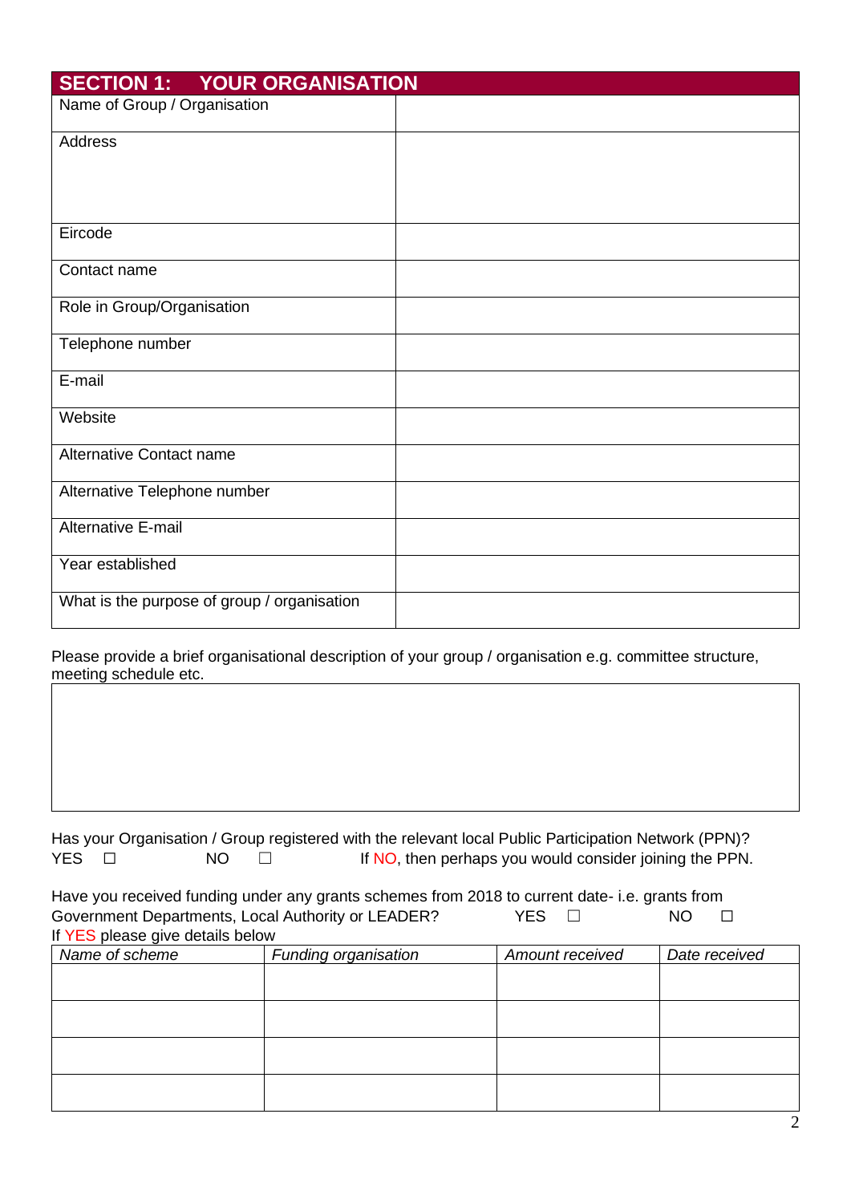| SECTION 1: YOUR ORGANISATION | |
|---|---|
| Name of Group / Organisation | |
| Address | |
| Eircode | |
| Contact name | |
| Role in Group/Organisation | |
| Telephone number | |
| E-mail | |
| Website | |
| Alternative Contact name | |
| Alternative Telephone number | |
| Alternative E-mail | |
| Year established | |
| What is the purpose of group / organisation | |

Please provide a brief organisational description of your group / organisation e.g. committee structure, meeting schedule etc.

| |
|---|
| |

Has your Organisation / Group registered with the relevant local Public Participation Network (PPN)?
YES ☐ NO ☐ If NO, then perhaps you would consider joining the PPN.

Have you received funding under any grants schemes from 2018 to current date- i.e. grants from Government Departments, Local Authority or LEADER? YES ☐ NO ☐
If YES please give details below

| *Name of scheme* | *Funding organisation* | *Amount received* | *Date received* |
|---|---|---|---|
| | | | |
| | | | |
| | | | |
| | | | |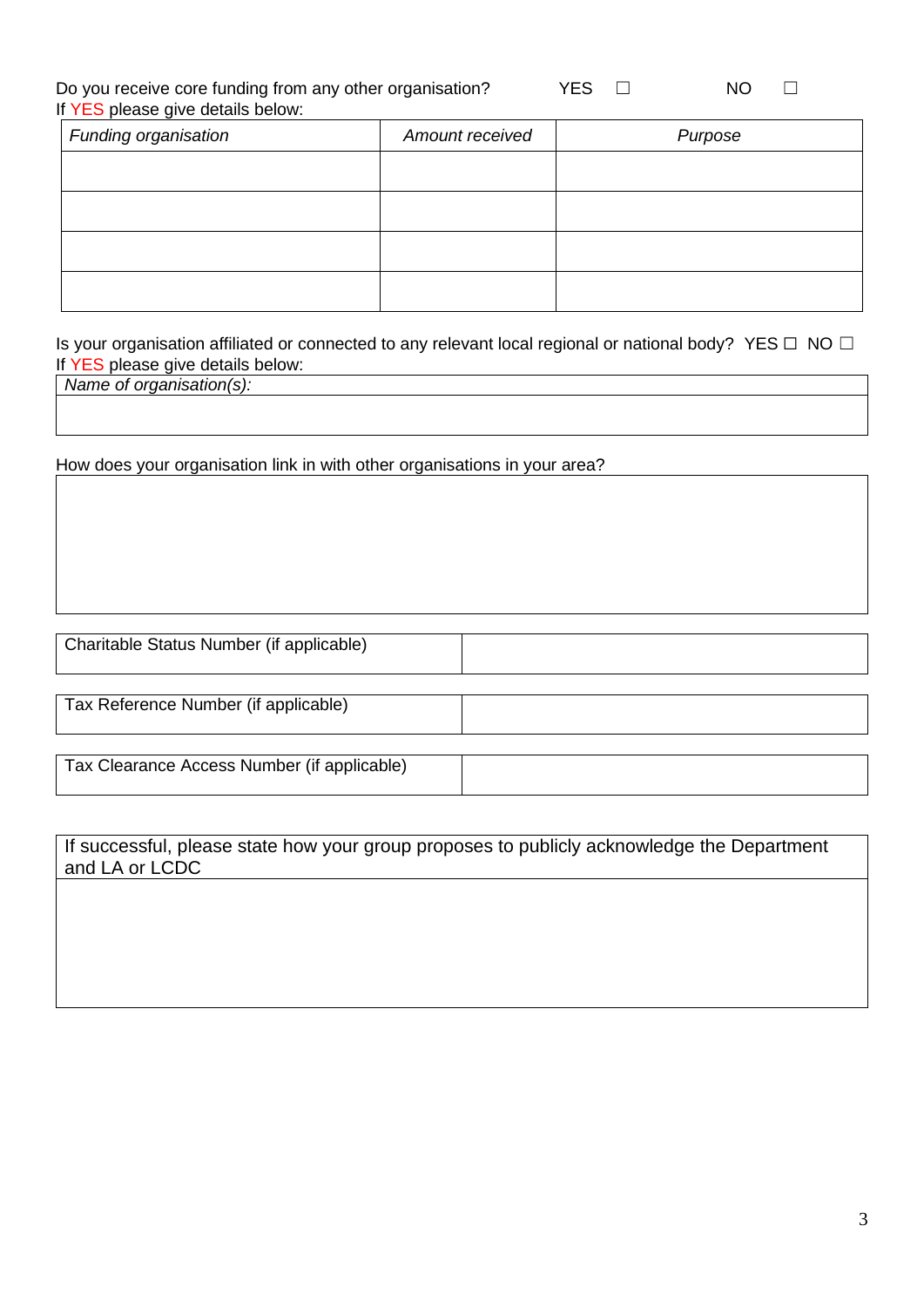Do you receive core funding from any other organisation? YES ☐ NO ☐

If YES please give details below:

| *Funding organisation* | *Amount received* | *Purpose* |
| --- | --- | --- |
| | | |
| | | |
| | | |
| | | |

Is your organisation affiliated or connected to any relevant local regional or national body? YES ☐ NO ☐

If YES please give details below:

| *Name of organisation(s):* |
| --- |
| |

How does your organisation link in with other organisations in your area?

| |
| --- |
| |

| Charitable Status Number (if applicable) | |
| --- | --- |

| Tax Reference Number (if applicable) | |
| --- | --- |

| Tax Clearance Access Number (if applicable) | |
| --- | --- |

| If successful, please state how your group proposes to publicly acknowledge the Department and LA or LCDC |
| --- |
| |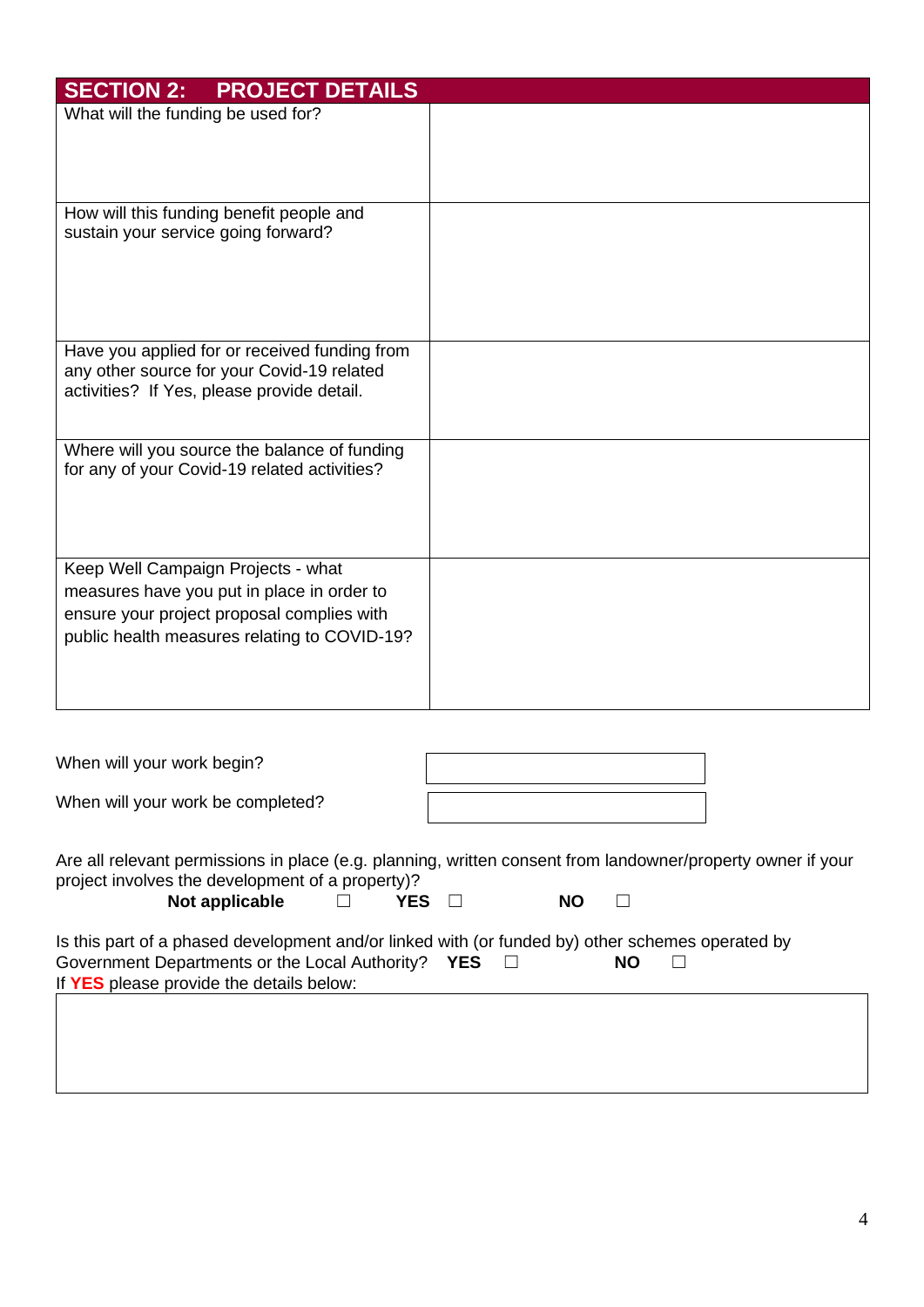| SECTION 2: PROJECT DETAILS | |
|---|---|
| What will the funding be used for? | |
| How will this funding benefit people and sustain your service going forward? | |
| Have you applied for or received funding from any other source for your Covid-19 related activities? If Yes, please provide detail. | |
| Where will you source the balance of funding for any of your Covid-19 related activities? | |
| Keep Well Campaign Projects - what measures have you put in place in order to ensure your project proposal complies with public health measures relating to COVID-19? | |

| | |
|---|---|
| When will your work begin? | |
| When will your work be completed? | |

Are all relevant permissions in place (e.g. planning, written consent from landowner/property owner if your project involves the development of a property)?

**Not applicable** ☐ **YES** ☐ **NO** ☐

Is this part of a phased development and/or linked with (or funded by) other schemes operated by Government Departments or the Local Authority? **YES** ☐ **NO** ☐

If **YES** please provide the details below:

| |
|---|
| |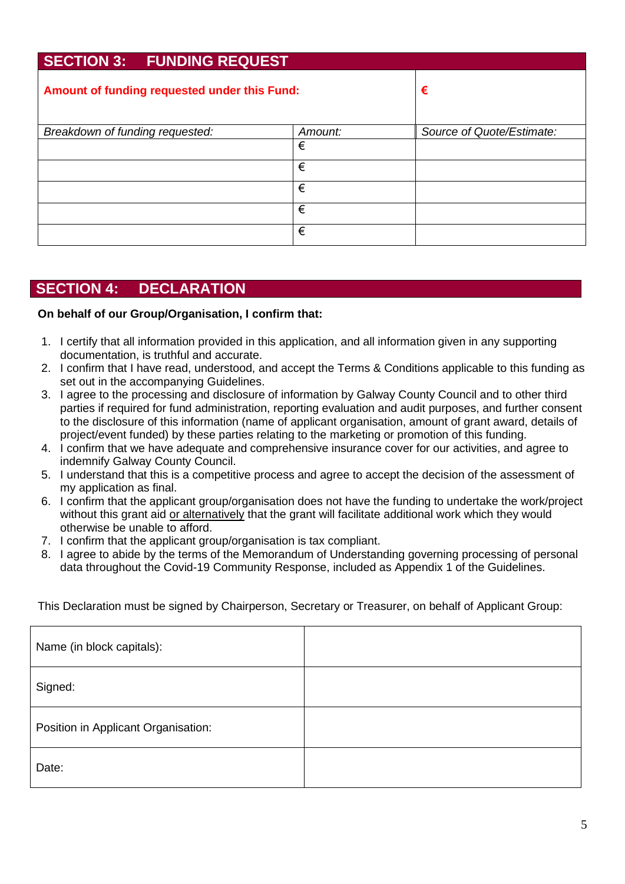## SECTION 3: FUNDING REQUEST

| **Amount of funding requested under this Fund:** | | **€** |
|---|---|---|
| *Breakdown of funding requested:* | *Amount:* | *Source of Quote/Estimate:* |
| | € | |
| | € | |
| | € | |
| | € | |
| | € | |

## SECTION 4: DECLARATION

**On behalf of our Group/Organisation, I confirm that:**

1. I certify that all information provided in this application, and all information given in any supporting documentation, is truthful and accurate.
2. I confirm that I have read, understood, and accept the Terms & Conditions applicable to this funding as set out in the accompanying Guidelines.
3. I agree to the processing and disclosure of information by Galway County Council and to other third parties if required for fund administration, reporting evaluation and audit purposes, and further consent to the disclosure of this information (name of applicant organisation, amount of grant award, details of project/event funded) by these parties relating to the marketing or promotion of this funding.
4. I confirm that we have adequate and comprehensive insurance cover for our activities, and agree to indemnify Galway County Council.
5. I understand that this is a competitive process and agree to accept the decision of the assessment of my application as final.
6. I confirm that the applicant group/organisation does not have the funding to undertake the work/project without this grant aid <u>or alternatively</u> that the grant will facilitate additional work which they would otherwise be unable to afford.
7. I confirm that the applicant group/organisation is tax compliant.
8. I agree to abide by the terms of the Memorandum of Understanding governing processing of personal data throughout the Covid-19 Community Response, included as Appendix 1 of the Guidelines.

This Declaration must be signed by Chairperson, Secretary or Treasurer, on behalf of Applicant Group:

| | |
|---|---|
| Name (in block capitals): | |
| Signed: | |
| Position in Applicant Organisation: | |
| Date: | |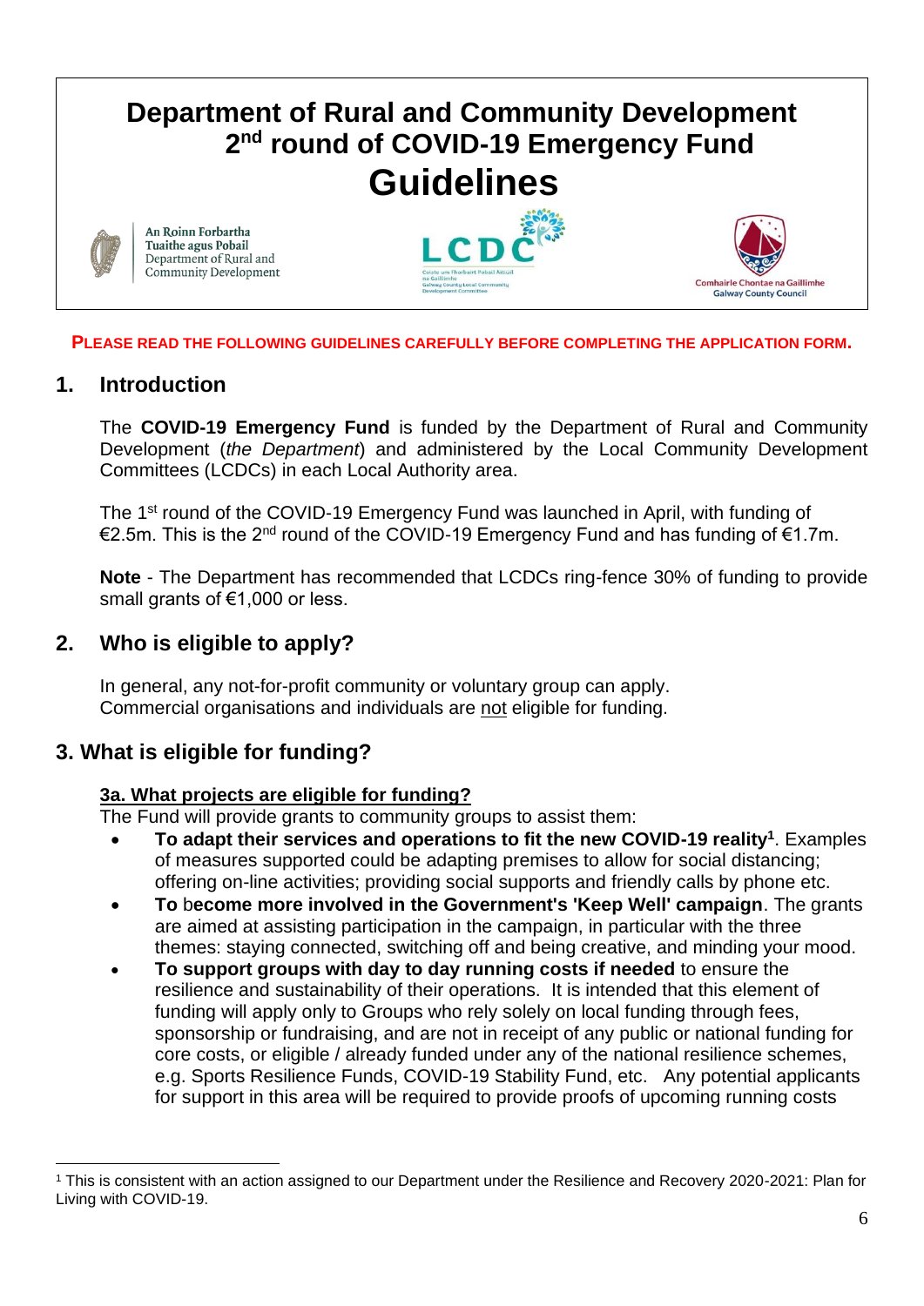# Department of Rural and Community Development 2nd round of COVID-19 Emergency Fund Guidelines

An Roinn Forbartha Tuaithe agus Pobail
Department of Rural and Community Development

LCDC
Coiste um Fhorbairt Pobail Áitiúil na Gaillimhe
Galway County Local Community Development Committee

Comhairle Chontae na Gaillimhe
Galway County Council

**PLEASE READ THE FOLLOWING GUIDELINES CAREFULLY BEFORE COMPLETING THE APPLICATION FORM.**

## 1. Introduction

The **COVID-19 Emergency Fund** is funded by the Department of Rural and Community Development (*the Department*) and administered by the Local Community Development Committees (LCDCs) in each Local Authority area.

The 1st round of the COVID-19 Emergency Fund was launched in April, with funding of €2.5m. This is the 2nd round of the COVID-19 Emergency Fund and has funding of €1.7m.

**Note** - The Department has recommended that LCDCs ring-fence 30% of funding to provide small grants of €1,000 or less.

## 2. Who is eligible to apply?

In general, any not-for-profit community or voluntary group can apply.
Commercial organisations and individuals are not eligible for funding.

## 3. What is eligible for funding?

### 3a. What projects are eligible for funding?

The Fund will provide grants to community groups to assist them:

- **To adapt their services and operations to fit the new COVID-19 reality**[1]. Examples of measures supported could be adapting premises to allow for social distancing; offering on-line activities; providing social supports and friendly calls by phone etc.
- **To become more involved in the Government's 'Keep Well' campaign**. The grants are aimed at assisting participation in the campaign, in particular with the three themes: staying connected, switching off and being creative, and minding your mood.
- **To support groups with day to day running costs if needed** to ensure the resilience and sustainability of their operations. It is intended that this element of funding will apply only to Groups who rely solely on local funding through fees, sponsorship or fundraising, and are not in receipt of any public or national funding for core costs, or eligible / already funded under any of the national resilience schemes, e.g. Sports Resilience Funds, COVID-19 Stability Fund, etc. Any potential applicants for support in this area will be required to provide proofs of upcoming running costs

[1] This is consistent with an action assigned to our Department under the Resilience and Recovery 2020-2021: Plan for Living with COVID-19.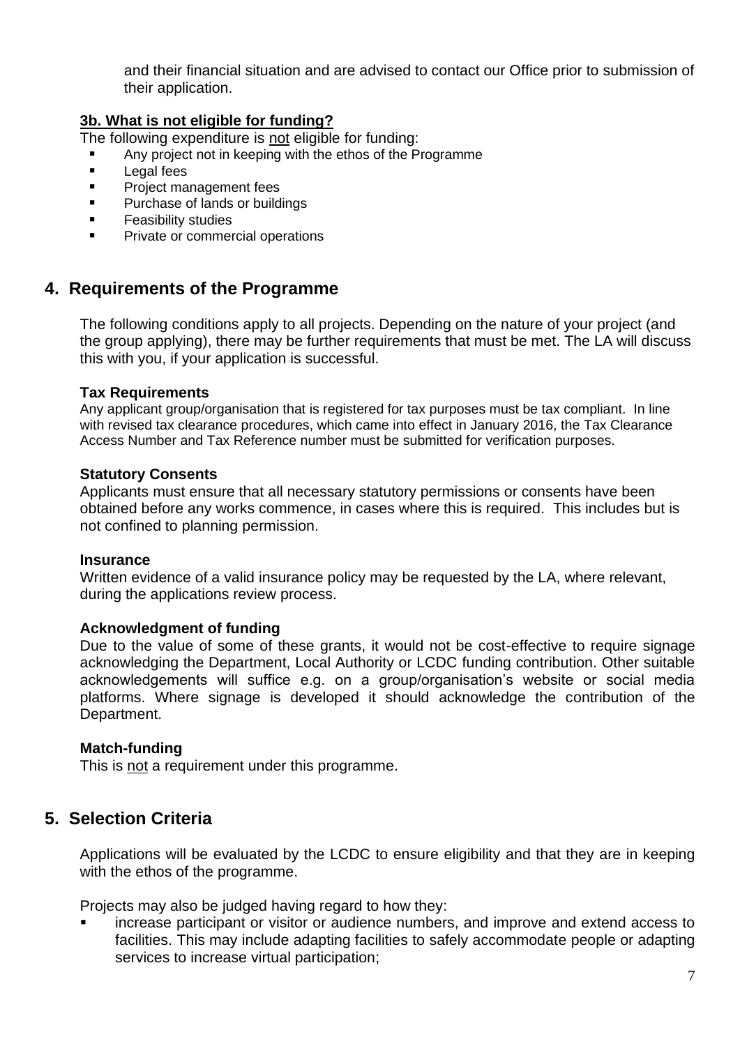and their financial situation and are advised to contact our Office prior to submission of their application.

### 3b. What is not eligible for funding?

The following expenditure is not eligible for funding:

- Any project not in keeping with the ethos of the Programme
- Legal fees
- Project management fees
- Purchase of lands or buildings
- Feasibility studies
- Private or commercial operations

## 4. Requirements of the Programme

The following conditions apply to all projects. Depending on the nature of your project (and the group applying), there may be further requirements that must be met. The LA will discuss this with you, if your application is successful.

**Tax Requirements**

Any applicant group/organisation that is registered for tax purposes must be tax compliant. In line with revised tax clearance procedures, which came into effect in January 2016, the Tax Clearance Access Number and Tax Reference number must be submitted for verification purposes.

**Statutory Consents**

Applicants must ensure that all necessary statutory permissions or consents have been obtained before any works commence, in cases where this is required. This includes but is not confined to planning permission.

**Insurance**

Written evidence of a valid insurance policy may be requested by the LA, where relevant, during the applications review process.

**Acknowledgment of funding**

Due to the value of some of these grants, it would not be cost-effective to require signage acknowledging the Department, Local Authority or LCDC funding contribution. Other suitable acknowledgements will suffice e.g. on a group/organisation's website or social media platforms. Where signage is developed it should acknowledge the contribution of the Department.

**Match-funding**

This is not a requirement under this programme.

## 5. Selection Criteria

Applications will be evaluated by the LCDC to ensure eligibility and that they are in keeping with the ethos of the programme.

Projects may also be judged having regard to how they:

- increase participant or visitor or audience numbers, and improve and extend access to facilities. This may include adapting facilities to safely accommodate people or adapting services to increase virtual participation;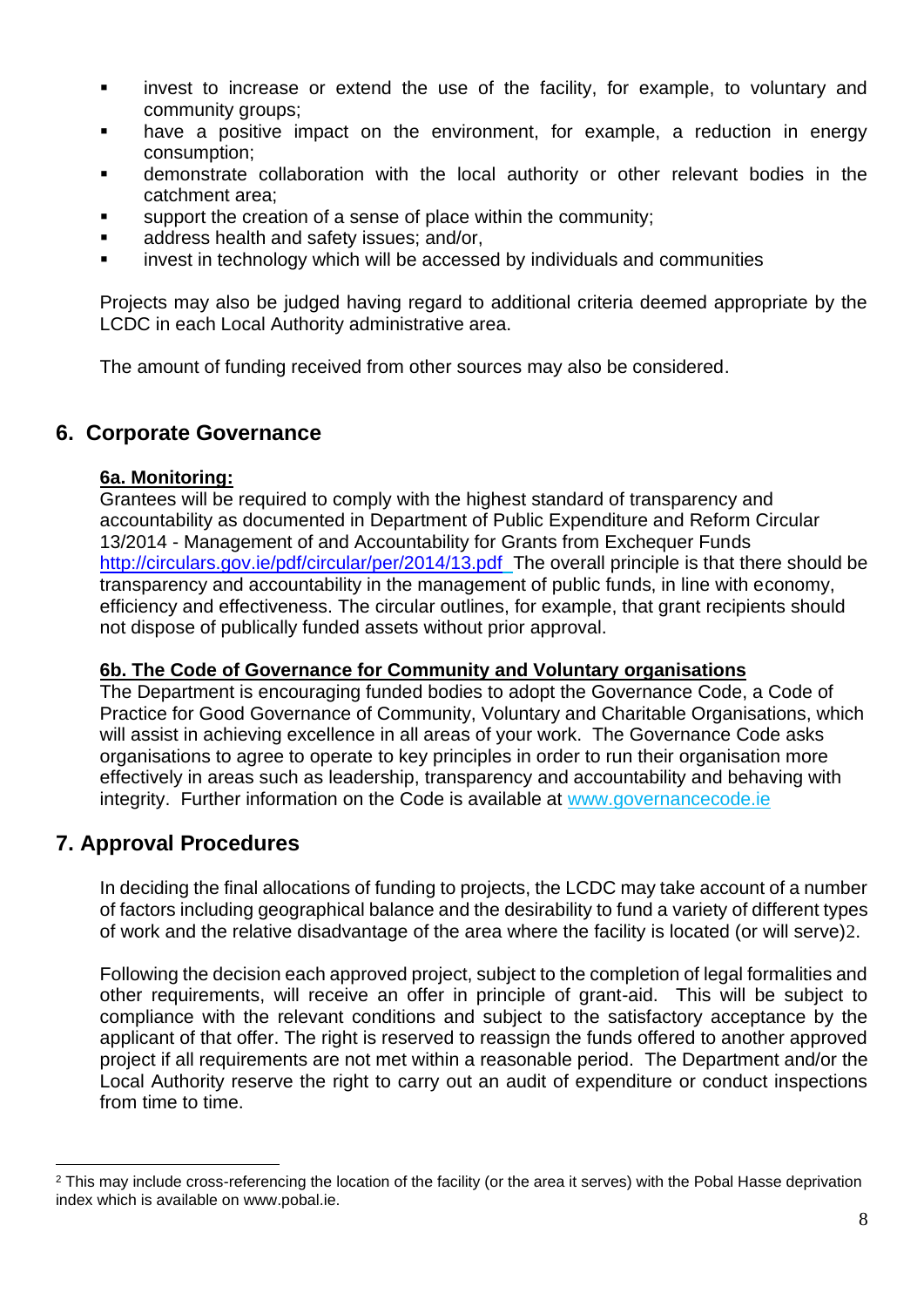- invest to increase or extend the use of the facility, for example, to voluntary and community groups;
- have a positive impact on the environment, for example, a reduction in energy consumption;
- demonstrate collaboration with the local authority or other relevant bodies in the catchment area;
- support the creation of a sense of place within the community;
- address health and safety issues; and/or,
- invest in technology which will be accessed by individuals and communities

Projects may also be judged having regard to additional criteria deemed appropriate by the LCDC in each Local Authority administrative area.

The amount of funding received from other sources may also be considered.

## 6. Corporate Governance

### 6a. Monitoring:

Grantees will be required to comply with the highest standard of transparency and accountability as documented in Department of Public Expenditure and Reform Circular 13/2014 - Management of and Accountability for Grants from Exchequer Funds http://circulars.gov.ie/pdf/circular/per/2014/13.pdf The overall principle is that there should be transparency and accountability in the management of public funds, in line with economy, efficiency and effectiveness. The circular outlines, for example, that grant recipients should not dispose of publically funded assets without prior approval.

### 6b. The Code of Governance for Community and Voluntary organisations

The Department is encouraging funded bodies to adopt the Governance Code, a Code of Practice for Good Governance of Community, Voluntary and Charitable Organisations, which will assist in achieving excellence in all areas of your work. The Governance Code asks organisations to agree to operate to key principles in order to run their organisation more effectively in areas such as leadership, transparency and accountability and behaving with integrity. Further information on the Code is available at www.governancecode.ie

## 7. Approval Procedures

In deciding the final allocations of funding to projects, the LCDC may take account of a number of factors including geographical balance and the desirability to fund a variety of different types of work and the relative disadvantage of the area where the facility is located (or will serve)[2].

Following the decision each approved project, subject to the completion of legal formalities and other requirements, will receive an offer in principle of grant-aid. This will be subject to compliance with the relevant conditions and subject to the satisfactory acceptance by the applicant of that offer. The right is reserved to reassign the funds offered to another approved project if all requirements are not met within a reasonable period. The Department and/or the Local Authority reserve the right to carry out an audit of expenditure or conduct inspections from time to time.

---

[2] This may include cross-referencing the location of the facility (or the area it serves) with the Pobal Hasse deprivation index which is available on www.pobal.ie.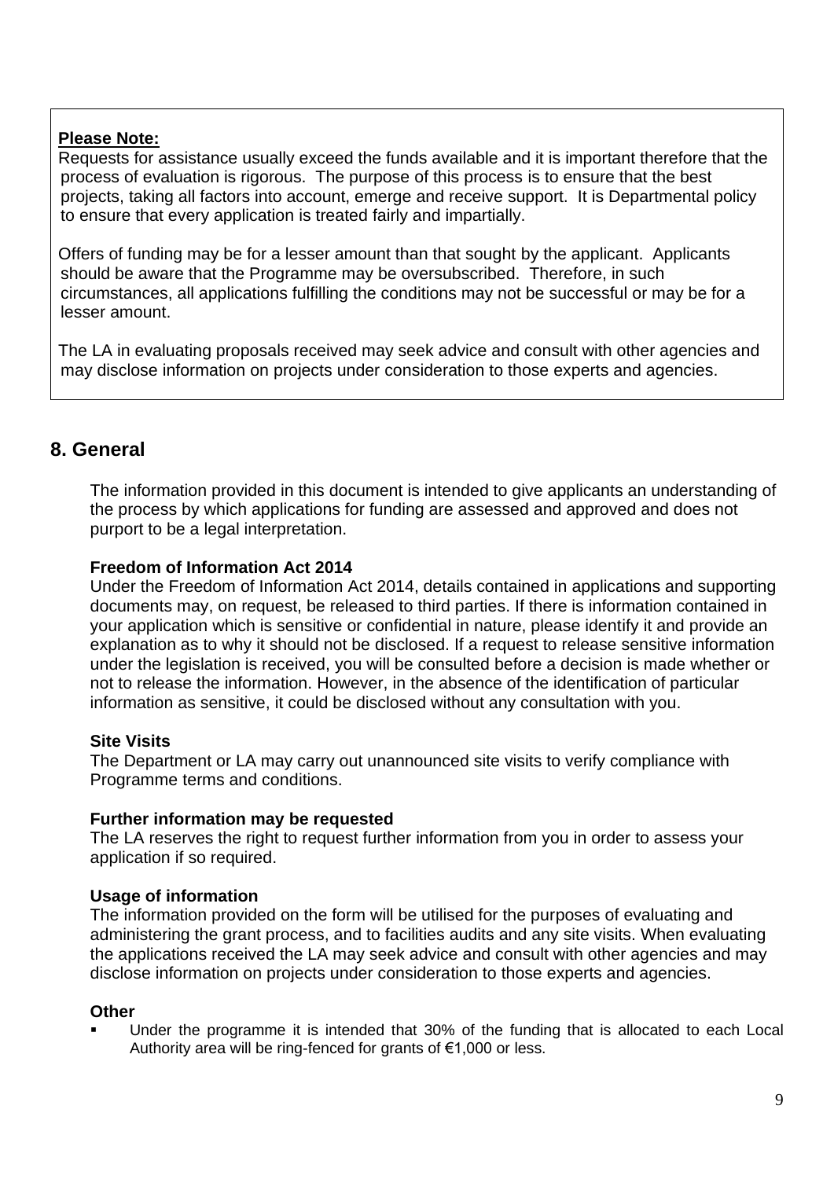**Please Note:**

Requests for assistance usually exceed the funds available and it is important therefore that the process of evaluation is rigorous. The purpose of this process is to ensure that the best projects, taking all factors into account, emerge and receive support. It is Departmental policy to ensure that every application is treated fairly and impartially.

Offers of funding may be for a lesser amount than that sought by the applicant. Applicants should be aware that the Programme may be oversubscribed. Therefore, in such circumstances, all applications fulfilling the conditions may not be successful or may be for a lesser amount.

The LA in evaluating proposals received may seek advice and consult with other agencies and may disclose information on projects under consideration to those experts and agencies.

## 8. General

The information provided in this document is intended to give applicants an understanding of the process by which applications for funding are assessed and approved and does not purport to be a legal interpretation.

**Freedom of Information Act 2014**

Under the Freedom of Information Act 2014, details contained in applications and supporting documents may, on request, be released to third parties. If there is information contained in your application which is sensitive or confidential in nature, please identify it and provide an explanation as to why it should not be disclosed. If a request to release sensitive information under the legislation is received, you will be consulted before a decision is made whether or not to release the information. However, in the absence of the identification of particular information as sensitive, it could be disclosed without any consultation with you.

**Site Visits**

The Department or LA may carry out unannounced site visits to verify compliance with Programme terms and conditions.

**Further information may be requested**

The LA reserves the right to request further information from you in order to assess your application if so required.

**Usage of information**

The information provided on the form will be utilised for the purposes of evaluating and administering the grant process, and to facilities audits and any site visits. When evaluating the applications received the LA may seek advice and consult with other agencies and may disclose information on projects under consideration to those experts and agencies.

**Other**

- Under the programme it is intended that 30% of the funding that is allocated to each Local Authority area will be ring-fenced for grants of €1,000 or less.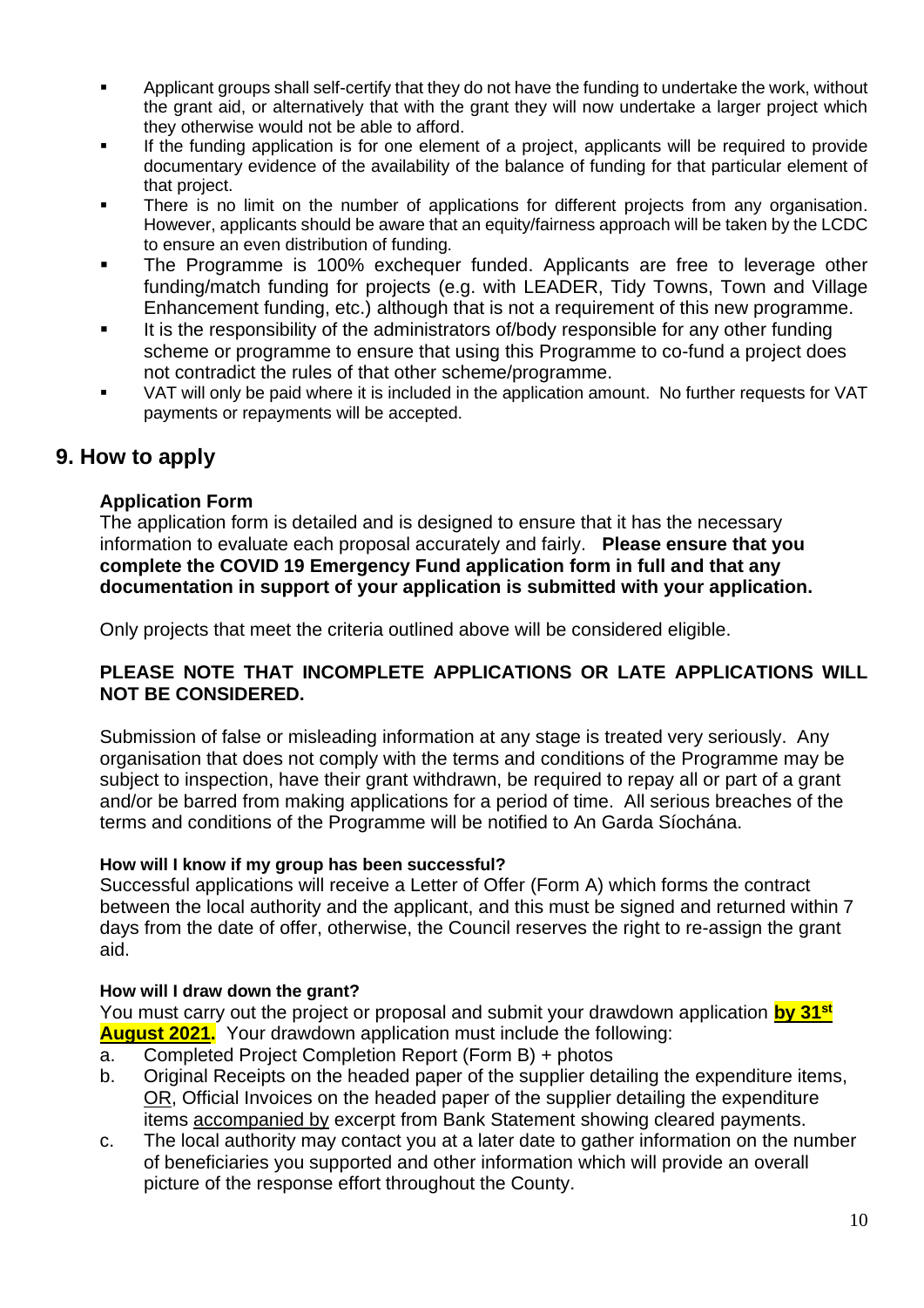- Applicant groups shall self-certify that they do not have the funding to undertake the work, without the grant aid, or alternatively that with the grant they will now undertake a larger project which they otherwise would not be able to afford.
- If the funding application is for one element of a project, applicants will be required to provide documentary evidence of the availability of the balance of funding for that particular element of that project.
- There is no limit on the number of applications for different projects from any organisation. However, applicants should be aware that an equity/fairness approach will be taken by the LCDC to ensure an even distribution of funding.
- The Programme is 100% exchequer funded. Applicants are free to leverage other funding/match funding for projects (e.g. with LEADER, Tidy Towns, Town and Village Enhancement funding, etc.) although that is not a requirement of this new programme.
- It is the responsibility of the administrators of/body responsible for any other funding scheme or programme to ensure that using this Programme to co-fund a project does not contradict the rules of that other scheme/programme.
- VAT will only be paid where it is included in the application amount. No further requests for VAT payments or repayments will be accepted.

## 9. How to apply

### Application Form

The application form is detailed and is designed to ensure that it has the necessary information to evaluate each proposal accurately and fairly. **Please ensure that you complete the COVID 19 Emergency Fund application form in full and that any documentation in support of your application is submitted with your application.**

Only projects that meet the criteria outlined above will be considered eligible.

**PLEASE NOTE THAT INCOMPLETE APPLICATIONS OR LATE APPLICATIONS WILL NOT BE CONSIDERED.**

Submission of false or misleading information at any stage is treated very seriously. Any organisation that does not comply with the terms and conditions of the Programme may be subject to inspection, have their grant withdrawn, be required to repay all or part of a grant and/or be barred from making applications for a period of time. All serious breaches of the terms and conditions of the Programme will be notified to An Garda Síochána.

**How will I know if my group has been successful?**

Successful applications will receive a Letter of Offer (Form A) which forms the contract between the local authority and the applicant, and this must be signed and returned within 7 days from the date of offer, otherwise, the Council reserves the right to re-assign the grant aid.

**How will I draw down the grant?**

You must carry out the project or proposal and submit your drawdown application **by 31st August 2021.** Your drawdown application must include the following:

a. Completed Project Completion Report (Form B) + photos
b. Original Receipts on the headed paper of the supplier detailing the expenditure items, OR, Official Invoices on the headed paper of the supplier detailing the expenditure items accompanied by excerpt from Bank Statement showing cleared payments.
c. The local authority may contact you at a later date to gather information on the number of beneficiaries you supported and other information which will provide an overall picture of the response effort throughout the County.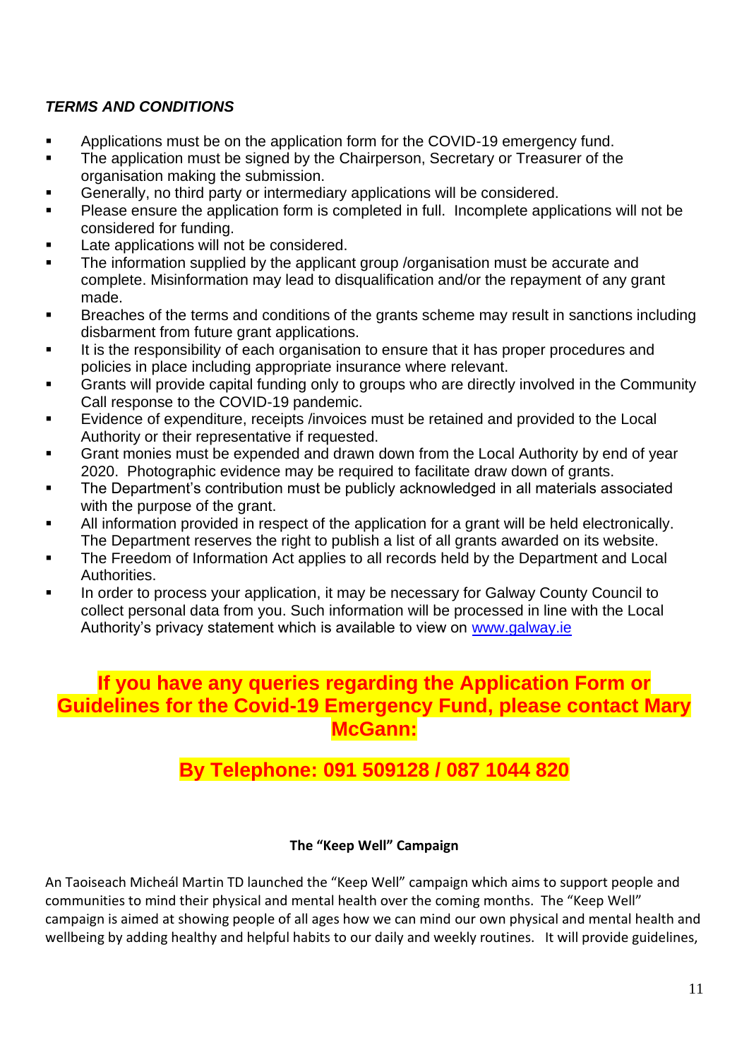***TERMS AND CONDITIONS***

- Applications must be on the application form for the COVID-19 emergency fund.
- The application must be signed by the Chairperson, Secretary or Treasurer of the organisation making the submission.
- Generally, no third party or intermediary applications will be considered.
- Please ensure the application form is completed in full. Incomplete applications will not be considered for funding.
- Late applications will not be considered.
- The information supplied by the applicant group /organisation must be accurate and complete. Misinformation may lead to disqualification and/or the repayment of any grant made.
- Breaches of the terms and conditions of the grants scheme may result in sanctions including disbarment from future grant applications.
- It is the responsibility of each organisation to ensure that it has proper procedures and policies in place including appropriate insurance where relevant.
- Grants will provide capital funding only to groups who are directly involved in the Community Call response to the COVID-19 pandemic.
- Evidence of expenditure, receipts /invoices must be retained and provided to the Local Authority or their representative if requested.
- Grant monies must be expended and drawn down from the Local Authority by end of year 2020. Photographic evidence may be required to facilitate draw down of grants.
- The Department's contribution must be publicly acknowledged in all materials associated with the purpose of the grant.
- All information provided in respect of the application for a grant will be held electronically. The Department reserves the right to publish a list of all grants awarded on its website.
- The Freedom of Information Act applies to all records held by the Department and Local Authorities.
- In order to process your application, it may be necessary for Galway County Council to collect personal data from you. Such information will be processed in line with the Local Authority's privacy statement which is available to view on [www.galway.ie](http://www.galway.ie)

**If you have any queries regarding the Application Form or Guidelines for the Covid-19 Emergency Fund, please contact Mary McGann:**

**By Telephone: 091 509128 / 087 1044 820**

**The "Keep Well" Campaign**

An Taoiseach Micheál Martin TD launched the "Keep Well" campaign which aims to support people and communities to mind their physical and mental health over the coming months. The "Keep Well" campaign is aimed at showing people of all ages how we can mind our own physical and mental health and wellbeing by adding healthy and helpful habits to our daily and weekly routines. It will provide guidelines,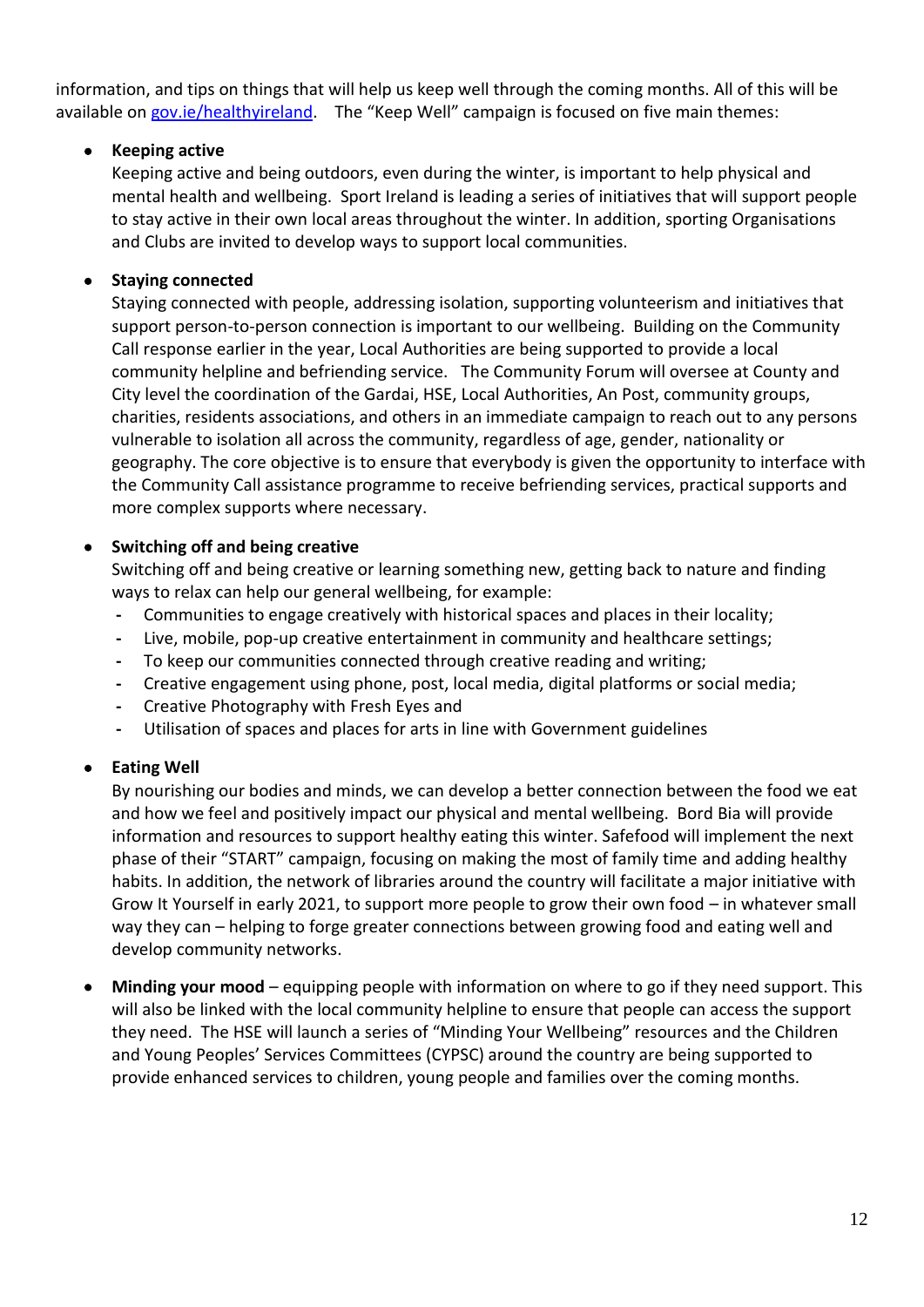information, and tips on things that will help us keep well through the coming months. All of this will be available on [gov.ie/healthyireland](gov.ie/healthyireland). The "Keep Well" campaign is focused on five main themes:

- **Keeping active**
  Keeping active and being outdoors, even during the winter, is important to help physical and mental health and wellbeing. Sport Ireland is leading a series of initiatives that will support people to stay active in their own local areas throughout the winter. In addition, sporting Organisations and Clubs are invited to develop ways to support local communities.

- **Staying connected**
  Staying connected with people, addressing isolation, supporting volunteerism and initiatives that support person-to-person connection is important to our wellbeing. Building on the Community Call response earlier in the year, Local Authorities are being supported to provide a local community helpline and befriending service. The Community Forum will oversee at County and City level the coordination of the Gardai, HSE, Local Authorities, An Post, community groups, charities, residents associations, and others in an immediate campaign to reach out to any persons vulnerable to isolation all across the community, regardless of age, gender, nationality or geography. The core objective is to ensure that everybody is given the opportunity to interface with the Community Call assistance programme to receive befriending services, practical supports and more complex supports where necessary.

- **Switching off and being creative**
  Switching off and being creative or learning something new, getting back to nature and finding ways to relax can help our general wellbeing, for example:
  - Communities to engage creatively with historical spaces and places in their locality;
  - Live, mobile, pop-up creative entertainment in community and healthcare settings;
  - To keep our communities connected through creative reading and writing;
  - Creative engagement using phone, post, local media, digital platforms or social media;
  - Creative Photography with Fresh Eyes and
  - Utilisation of spaces and places for arts in line with Government guidelines

- **Eating Well**
  By nourishing our bodies and minds, we can develop a better connection between the food we eat and how we feel and positively impact our physical and mental wellbeing. Bord Bia will provide information and resources to support healthy eating this winter. Safefood will implement the next phase of their "START" campaign, focusing on making the most of family time and adding healthy habits. In addition, the network of libraries around the country will facilitate a major initiative with Grow It Yourself in early 2021, to support more people to grow their own food – in whatever small way they can – helping to forge greater connections between growing food and eating well and develop community networks.

- **Minding your mood** – equipping people with information on where to go if they need support. This will also be linked with the local community helpline to ensure that people can access the support they need. The HSE will launch a series of "Minding Your Wellbeing" resources and the Children and Young Peoples' Services Committees (CYPSC) around the country are being supported to provide enhanced services to children, young people and families over the coming months.